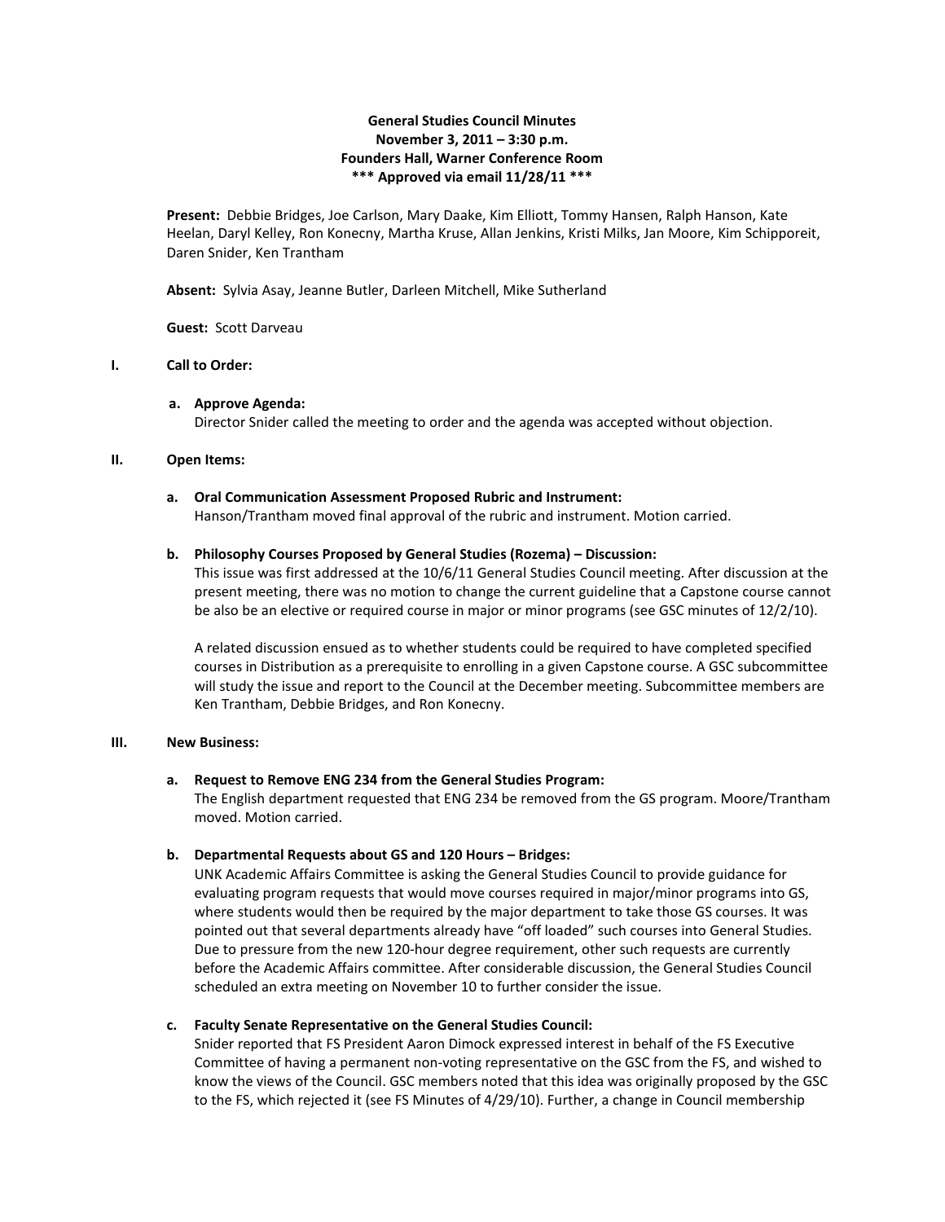**General Studies Council Minutes**
**November 3, 2011 – 3:30 p.m.**
**Founders Hall, Warner Conference Room**
**\*\*\* Approved via email 11/28/11 \*\*\***

**Present:** Debbie Bridges, Joe Carlson, Mary Daake, Kim Elliott, Tommy Hansen, Ralph Hanson, Kate Heelan, Daryl Kelley, Ron Konecny, Martha Kruse, Allan Jenkins, Kristi Milks, Jan Moore, Kim Schipporeit, Daren Snider, Ken Trantham

**Absent:** Sylvia Asay, Jeanne Butler, Darleen Mitchell, Mike Sutherland

**Guest:** Scott Darveau

## I. Call to Order:

**a. Approve Agenda:**
Director Snider called the meeting to order and the agenda was accepted without objection.

## II. Open Items:

**a. Oral Communication Assessment Proposed Rubric and Instrument:**
Hanson/Trantham moved final approval of the rubric and instrument. Motion carried.

**b. Philosophy Courses Proposed by General Studies (Rozema) – Discussion:**
This issue was first addressed at the 10/6/11 General Studies Council meeting. After discussion at the present meeting, there was no motion to change the current guideline that a Capstone course cannot be also be an elective or required course in major or minor programs (see GSC minutes of 12/2/10).

A related discussion ensued as to whether students could be required to have completed specified courses in Distribution as a prerequisite to enrolling in a given Capstone course. A GSC subcommittee will study the issue and report to the Council at the December meeting. Subcommittee members are Ken Trantham, Debbie Bridges, and Ron Konecny.

## III. New Business:

**a. Request to Remove ENG 234 from the General Studies Program:**
The English department requested that ENG 234 be removed from the GS program. Moore/Trantham moved. Motion carried.

**b. Departmental Requests about GS and 120 Hours – Bridges:**
UNK Academic Affairs Committee is asking the General Studies Council to provide guidance for evaluating program requests that would move courses required in major/minor programs into GS, where students would then be required by the major department to take those GS courses. It was pointed out that several departments already have "off loaded" such courses into General Studies. Due to pressure from the new 120-hour degree requirement, other such requests are currently before the Academic Affairs committee. After considerable discussion, the General Studies Council scheduled an extra meeting on November 10 to further consider the issue.

**c. Faculty Senate Representative on the General Studies Council:**
Snider reported that FS President Aaron Dimock expressed interest in behalf of the FS Executive Committee of having a permanent non-voting representative on the GSC from the FS, and wished to know the views of the Council. GSC members noted that this idea was originally proposed by the GSC to the FS, which rejected it (see FS Minutes of 4/29/10). Further, a change in Council membership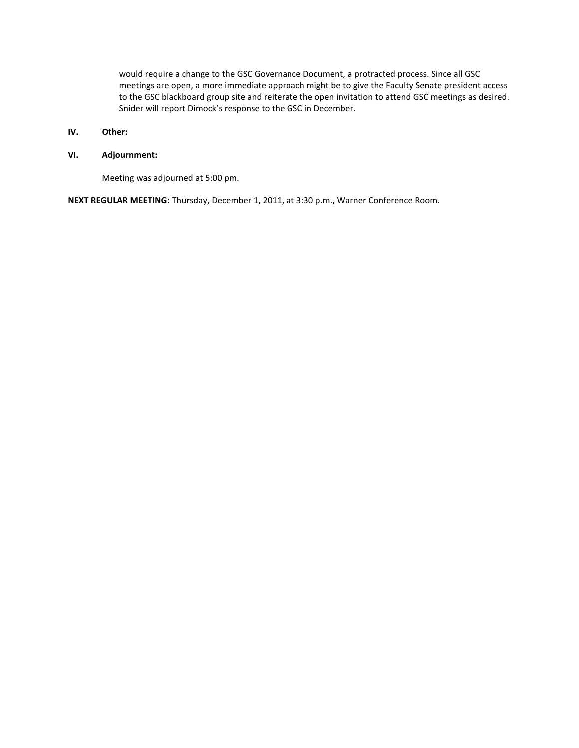would require a change to the GSC Governance Document, a protracted process. Since all GSC meetings are open, a more immediate approach might be to give the Faculty Senate president access to the GSC blackboard group site and reiterate the open invitation to attend GSC meetings as desired. Snider will report Dimock's response to the GSC in December.

**IV. Other:**

**VI. Adjournment:**

Meeting was adjourned at 5:00 pm.

**NEXT REGULAR MEETING:** Thursday, December 1, 2011, at 3:30 p.m., Warner Conference Room.